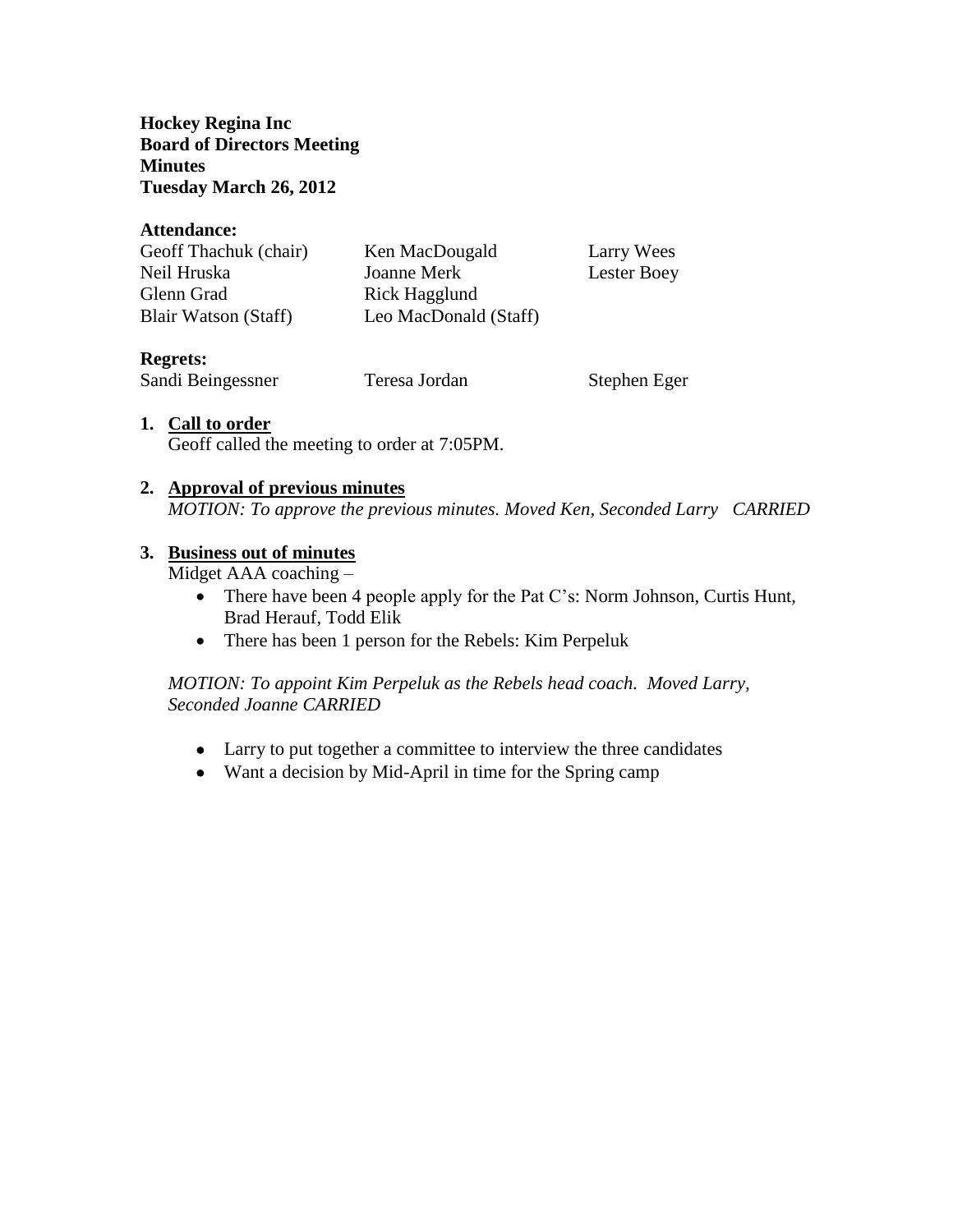**Hockey Regina Inc**
**Board of Directors Meeting**
**Minutes**
**Tuesday March 26, 2012**

**Attendance:**

| | | |
|---|---|---|
| Geoff Thachuk (chair) | Ken MacDougald | Larry Wees |
| Neil Hruska | Joanne Merk | Lester Boey |
| Glenn Grad | Rick Hagglund | |
| Blair Watson (Staff) | Leo MacDonald (Staff) | |

**Regrets:**

| | | |
|---|---|---|
| Sandi Beingessner | Teresa Jordan | Stephen Eger |

1. **Call to order**
   Geoff called the meeting to order at 7:05PM.

2. **Approval of previous minutes**
   *MOTION: To approve the previous minutes. Moved Ken, Seconded Larry CARRIED*

3. **Business out of minutes**
   Midget AAA coaching –
   - There have been 4 people apply for the Pat C's: Norm Johnson, Curtis Hunt, Brad Herauf, Todd Elik
   - There has been 1 person for the Rebels: Kim Perpeluk

   *MOTION: To appoint Kim Perpeluk as the Rebels head coach. Moved Larry, Seconded Joanne CARRIED*

   - Larry to put together a committee to interview the three candidates
   - Want a decision by Mid-April in time for the Spring camp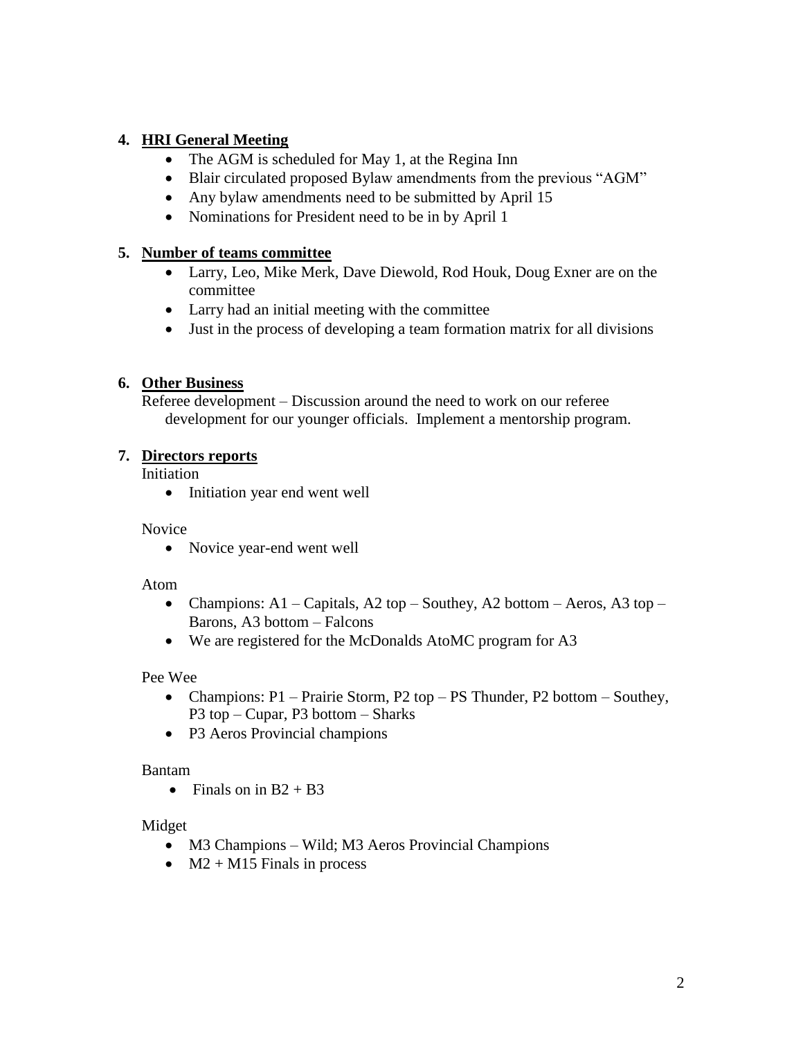4. **HRI General Meeting**
    - The AGM is scheduled for May 1, at the Regina Inn
    - Blair circulated proposed Bylaw amendments from the previous "AGM"
    - Any bylaw amendments need to be submitted by April 15
    - Nominations for President need to be in by April 1

5. **Number of teams committee**
    - Larry, Leo, Mike Merk, Dave Diewold, Rod Houk, Doug Exner are on the committee
    - Larry had an initial meeting with the committee
    - Just in the process of developing a team formation matrix for all divisions

6. **Other Business**

    Referee development – Discussion around the need to work on our referee development for our younger officials. Implement a mentorship program.

7. **Directors reports**

    Initiation
    - Initiation year end went well

    Novice
    - Novice year-end went well

    Atom
    - Champions: A1 – Capitals, A2 top – Southey, A2 bottom – Aeros, A3 top – Barons, A3 bottom – Falcons
    - We are registered for the McDonalds AtoMC program for A3

    Pee Wee
    - Champions: P1 – Prairie Storm, P2 top – PS Thunder, P2 bottom – Southey, P3 top – Cupar, P3 bottom – Sharks
    - P3 Aeros Provincial champions

    Bantam
    - Finals on in B2 + B3

    Midget
    - M3 Champions – Wild; M3 Aeros Provincial Champions
    - M2 + M15 Finals in process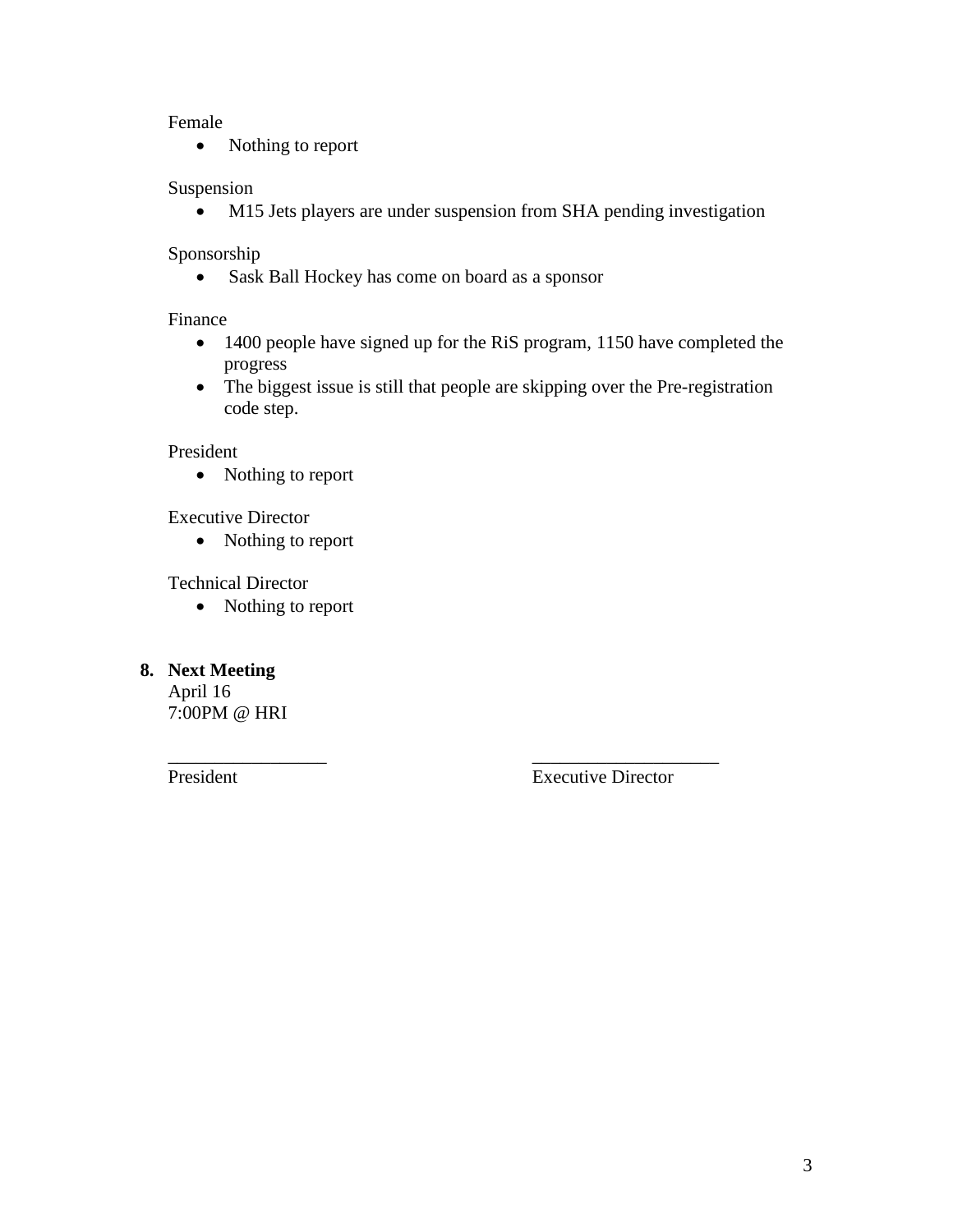Female

- Nothing to report

Suspension

- M15 Jets players are under suspension from SHA pending investigation

Sponsorship

- Sask Ball Hockey has come on board as a sponsor

Finance

- 1400 people have signed up for the RiS program, 1150 have completed the progress
- The biggest issue is still that people are skipping over the Pre-registration code step.

President

- Nothing to report

Executive Director

- Nothing to report

Technical Director

- Nothing to report

**8. Next Meeting**

April 16
7:00PM @ HRI

_________________ ____________________
President Executive Director